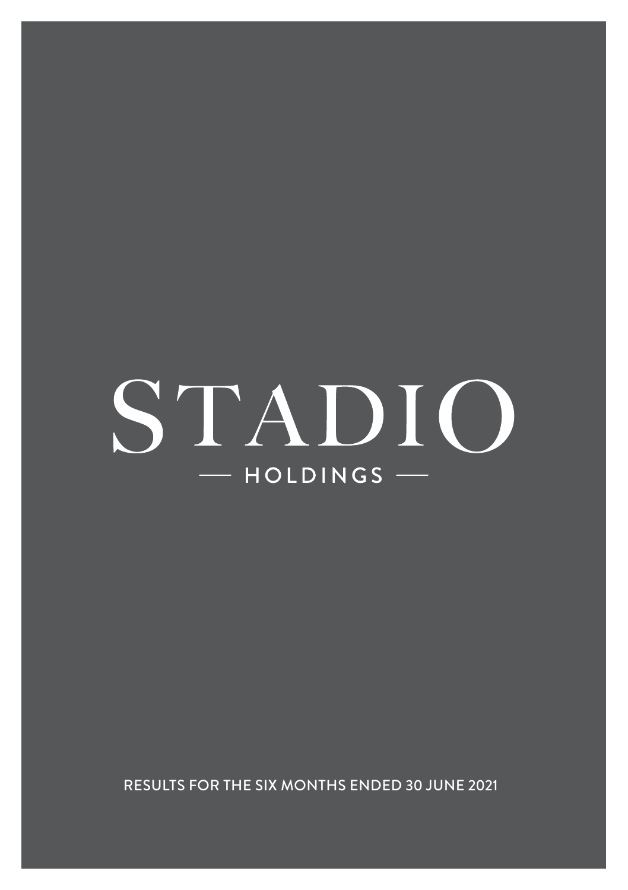# STADIO

HOLDINGS

RESULTS FOR THE SIX MONTHS ENDED 30 JUNE 2021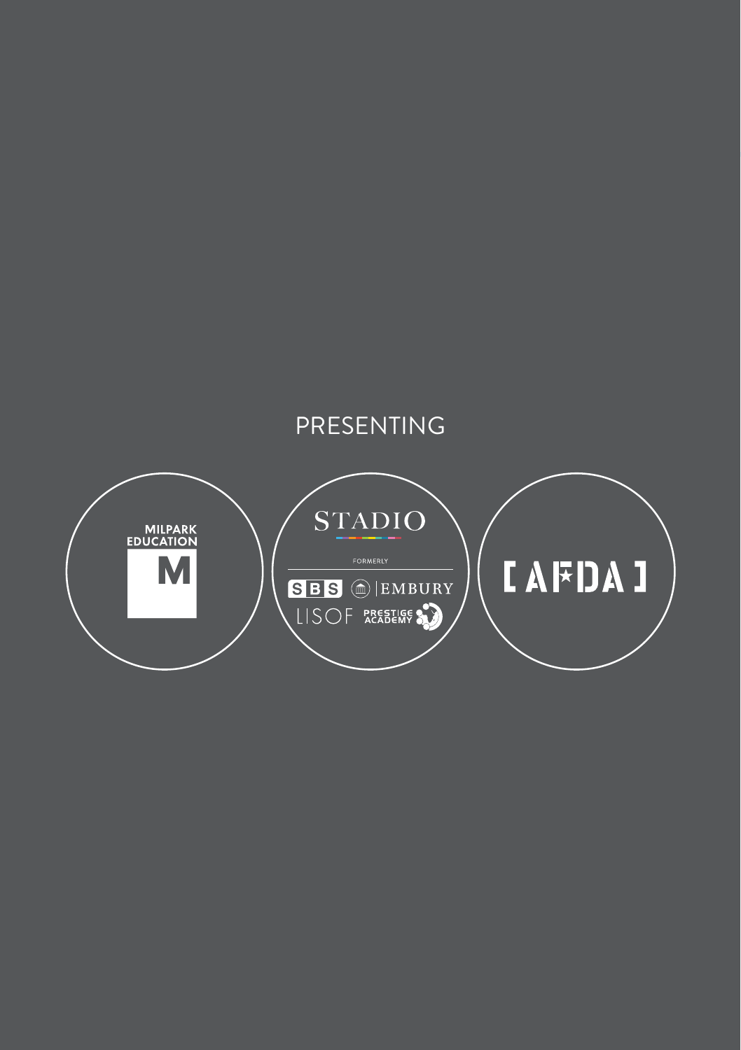PRESENTING

MILPARK EDUCATION

M

STADIO

FORMERLY

SBS EMBURY

LISOF PRESTIGE ACADEMY

[AFDA]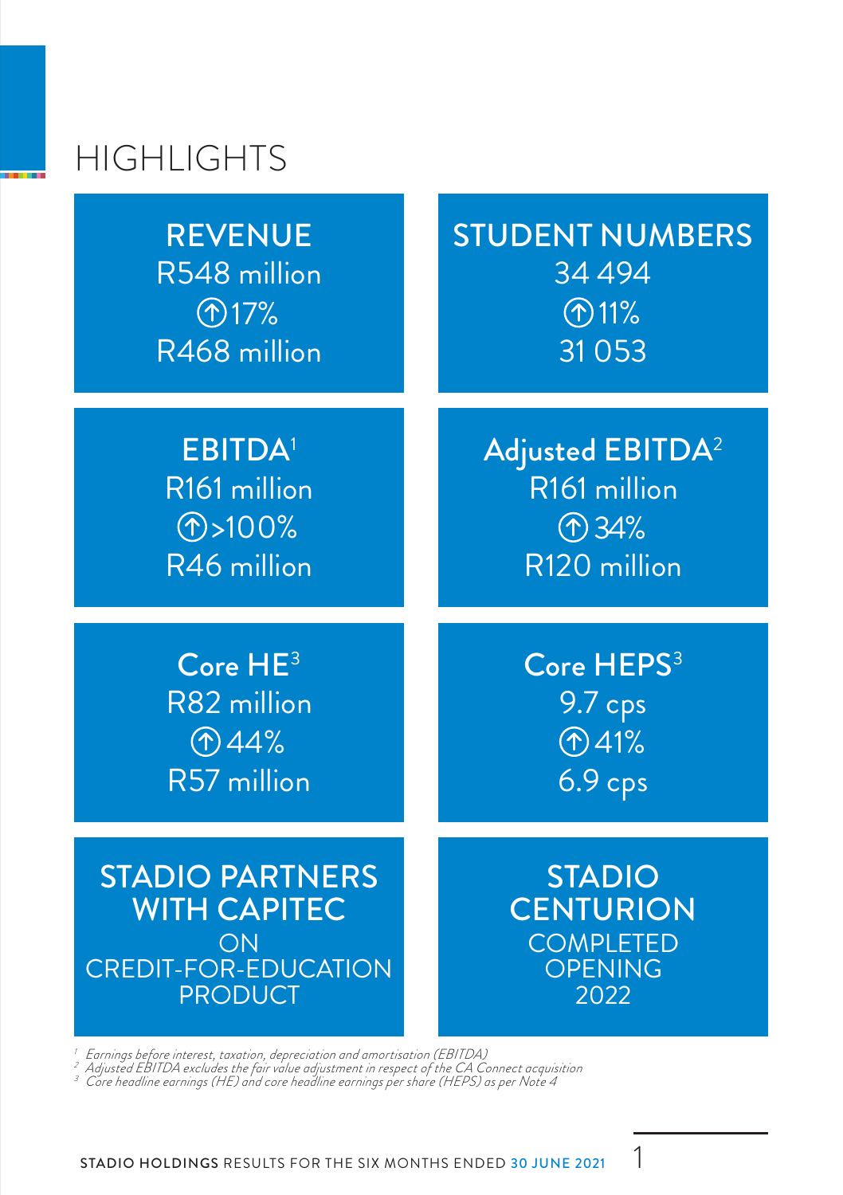# HIGHLIGHTS

**REVENUE**
R548 million
↑ 17%
R468 million

**STUDENT NUMBERS**
34 494
↑ 11%
31 053

**EBITDA[1]**
R161 million
↑ >100%
R46 million

**Adjusted EBITDA[2]**
R161 million
↑ 34%
R120 million

**Core HE[3]**
R82 million
↑ 44%
R57 million

**Core HEPS[3]**
9.7 cps
↑ 41%
6.9 cps

**STADIO PARTNERS WITH CAPITEC**
ON CREDIT-FOR-EDUCATION PRODUCT

**STADIO CENTURION**
COMPLETED
OPENING
2022

*[1] Earnings before interest, taxation, depreciation and amortisation (EBITDA)*
*[2] Adjusted EBITDA excludes the fair value adjustment in respect of the CA Connect acquisition*
*[3] Core headline earnings (HE) and core headline earnings per share (HEPS) as per Note 4*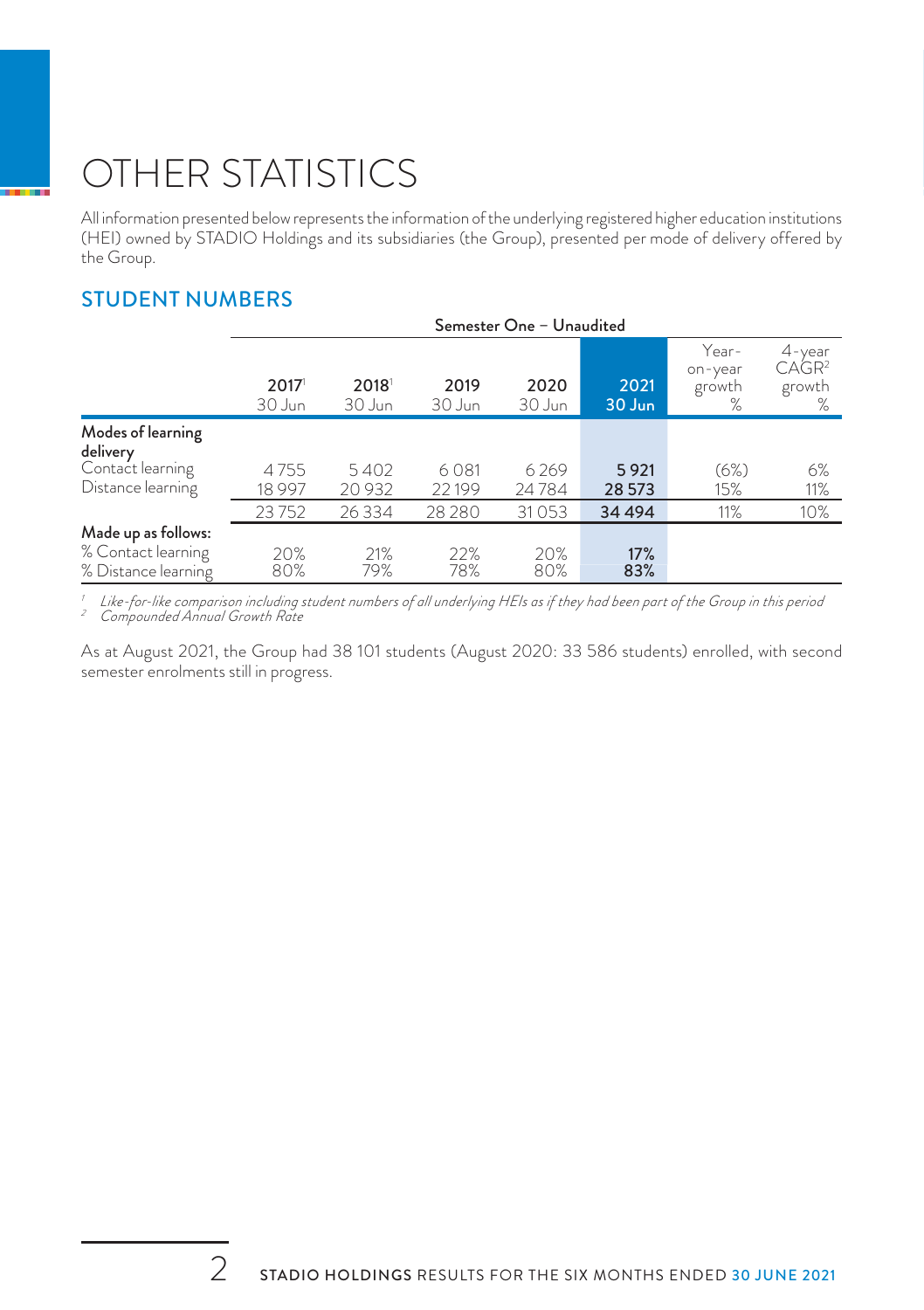# OTHER STATISTICS

All information presented below represents the information of the underlying registered higher education institutions (HEI) owned by STADIO Holdings and its subsidiaries (the Group), presented per mode of delivery offered by the Group.

## STUDENT NUMBERS

| | Semester One – Unaudited | | | | | | |
|---|---|---|---|---|---|---|---|
| | 2017[1] 30 Jun | 2018[1] 30 Jun | 2019 30 Jun | 2020 30 Jun | **2021 30 Jun** | Year-on-year growth % | 4-year CAGR[2] growth % |
| **Modes of learning delivery** | | | | | | | |
| Contact learning | 4 755 | 5 402 | 6 081 | 6 269 | **5 921** | (6%) | 6% |
| Distance learning | 18 997 | 20 932 | 22 199 | 24 784 | **28 573** | 15% | 11% |
| | 23 752 | 26 334 | 28 280 | 31 053 | **34 494** | 11% | 10% |
| **Made up as follows:** | | | | | | | |
| % Contact learning | 20% | 21% | 22% | 20% | **17%** | | |
| % Distance learning | 80% | 79% | 78% | 80% | **83%** | | |

[1] *Like-for-like comparison including student numbers of all underlying HEIs as if they had been part of the Group in this period*
[2] *Compounded Annual Growth Rate*

As at August 2021, the Group had 38 101 students (August 2020: 33 586 students) enrolled, with second semester enrolments still in progress.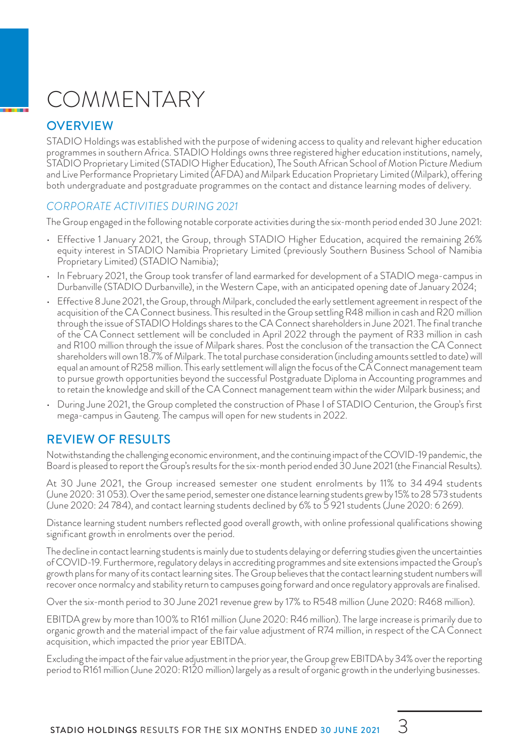# COMMENTARY

## OVERVIEW

STADIO Holdings was established with the purpose of widening access to quality and relevant higher education programmes in southern Africa. STADIO Holdings owns three registered higher education institutions, namely, STADIO Proprietary Limited (STADIO Higher Education), The South African School of Motion Picture Medium and Live Performance Proprietary Limited (AFDA) and Milpark Education Proprietary Limited (Milpark), offering both undergraduate and postgraduate programmes on the contact and distance learning modes of delivery.

### *CORPORATE ACTIVITIES DURING 2021*

The Group engaged in the following notable corporate activities during the six-month period ended 30 June 2021:

- Effective 1 January 2021, the Group, through STADIO Higher Education, acquired the remaining 26% equity interest in STADIO Namibia Proprietary Limited (previously Southern Business School of Namibia Proprietary Limited) (STADIO Namibia);
- In February 2021, the Group took transfer of land earmarked for development of a STADIO mega-campus in Durbanville (STADIO Durbanville), in the Western Cape, with an anticipated opening date of January 2024;
- Effective 8 June 2021, the Group, through Milpark, concluded the early settlement agreement in respect of the acquisition of the CA Connect business. This resulted in the Group settling R48 million in cash and R20 million through the issue of STADIO Holdings shares to the CA Connect shareholders in June 2021. The final tranche of the CA Connect settlement will be concluded in April 2022 through the payment of R33 million in cash and R100 million through the issue of Milpark shares. Post the conclusion of the transaction the CA Connect shareholders will own 18.7% of Milpark. The total purchase consideration (including amounts settled to date) will equal an amount of R258 million. This early settlement will align the focus of the CA Connect management team to pursue growth opportunities beyond the successful Postgraduate Diploma in Accounting programmes and to retain the knowledge and skill of the CA Connect management team within the wider Milpark business; and
- During June 2021, the Group completed the construction of Phase I of STADIO Centurion, the Group's first mega-campus in Gauteng. The campus will open for new students in 2022.

## REVIEW OF RESULTS

Notwithstanding the challenging economic environment, and the continuing impact of the COVID-19 pandemic, the Board is pleased to report the Group's results for the six-month period ended 30 June 2021 (the Financial Results).

At 30 June 2021, the Group increased semester one student enrolments by 11% to 34 494 students (June 2020: 31 053). Over the same period, semester one distance learning students grew by 15% to 28 573 students (June 2020: 24 784), and contact learning students declined by 6% to 5 921 students (June 2020: 6 269).

Distance learning student numbers reflected good overall growth, with online professional qualifications showing significant growth in enrolments over the period.

The decline in contact learning students is mainly due to students delaying or deferring studies given the uncertainties of COVID-19. Furthermore, regulatory delays in accrediting programmes and site extensions impacted the Group's growth plans for many of its contact learning sites. The Group believes that the contact learning student numbers will recover once normalcy and stability return to campuses going forward and once regulatory approvals are finalised.

Over the six-month period to 30 June 2021 revenue grew by 17% to R548 million (June 2020: R468 million).

EBITDA grew by more than 100% to R161 million (June 2020: R46 million). The large increase is primarily due to organic growth and the material impact of the fair value adjustment of R74 million, in respect of the CA Connect acquisition, which impacted the prior year EBITDA.

Excluding the impact of the fair value adjustment in the prior year, the Group grew EBITDA by 34% over the reporting period to R161 million (June 2020: R120 million) largely as a result of organic growth in the underlying businesses.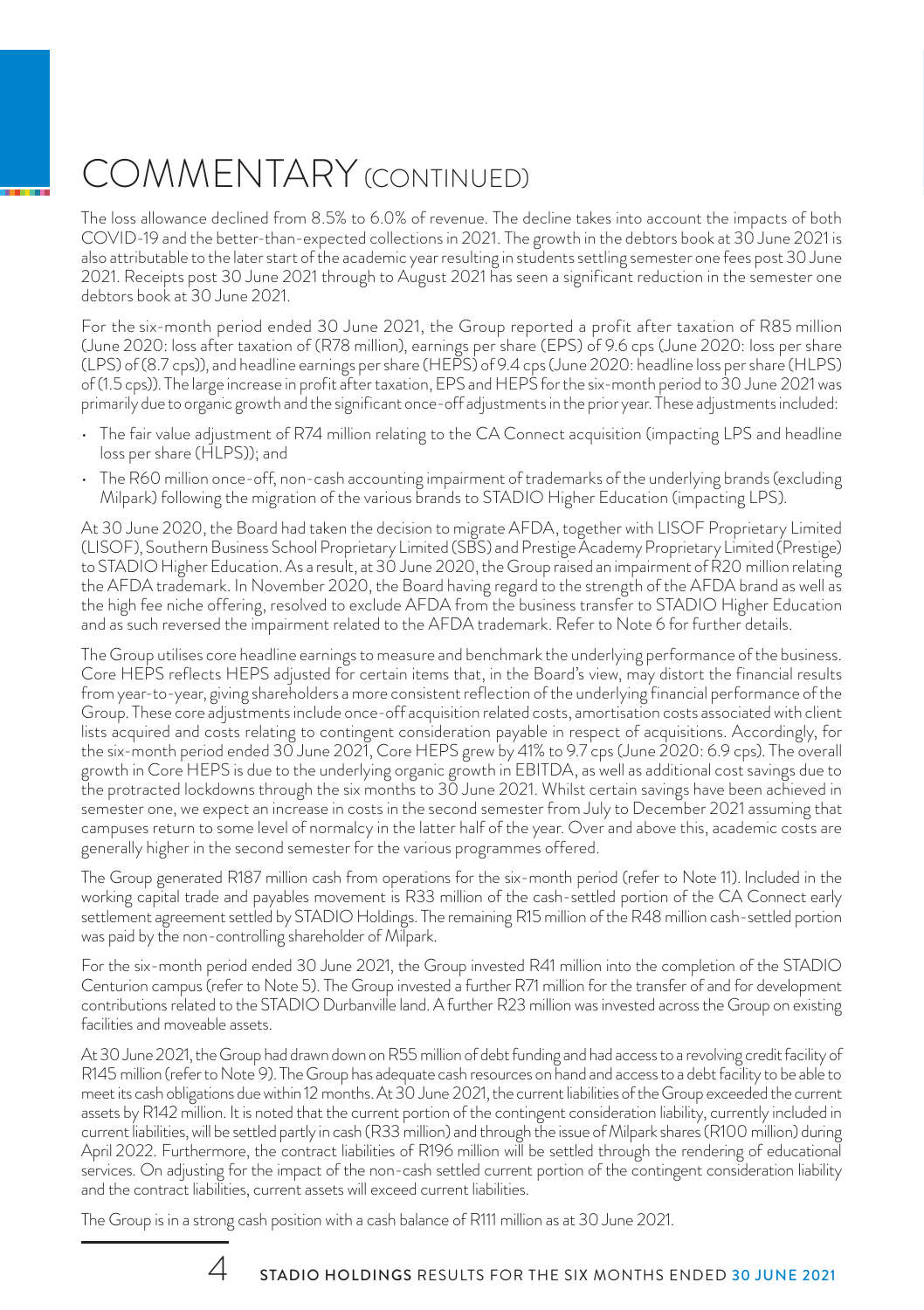# COMMENTARY (CONTINUED)

The loss allowance declined from 8.5% to 6.0% of revenue. The decline takes into account the impacts of both COVID-19 and the better-than-expected collections in 2021. The growth in the debtors book at 30 June 2021 is also attributable to the later start of the academic year resulting in students settling semester one fees post 30 June 2021. Receipts post 30 June 2021 through to August 2021 has seen a significant reduction in the semester one debtors book at 30 June 2021.

For the six-month period ended 30 June 2021, the Group reported a profit after taxation of R85 million (June 2020: loss after taxation of (R78 million), earnings per share (EPS) of 9.6 cps (June 2020: loss per share (LPS) of (8.7 cps)), and headline earnings per share (HEPS) of 9.4 cps (June 2020: headline loss per share (HLPS) of (1.5 cps)). The large increase in profit after taxation, EPS and HEPS for the six-month period to 30 June 2021 was primarily due to organic growth and the significant once-off adjustments in the prior year. These adjustments included:

- The fair value adjustment of R74 million relating to the CA Connect acquisition (impacting LPS and headline loss per share (HLPS)); and
- The R60 million once-off, non-cash accounting impairment of trademarks of the underlying brands (excluding Milpark) following the migration of the various brands to STADIO Higher Education (impacting LPS).

At 30 June 2020, the Board had taken the decision to migrate AFDA, together with LISOF Proprietary Limited (LISOF), Southern Business School Proprietary Limited (SBS) and Prestige Academy Proprietary Limited (Prestige) to STADIO Higher Education. As a result, at 30 June 2020, the Group raised an impairment of R20 million relating the AFDA trademark. In November 2020, the Board having regard to the strength of the AFDA brand as well as the high fee niche offering, resolved to exclude AFDA from the business transfer to STADIO Higher Education and as such reversed the impairment related to the AFDA trademark. Refer to Note 6 for further details.

The Group utilises core headline earnings to measure and benchmark the underlying performance of the business. Core HEPS reflects HEPS adjusted for certain items that, in the Board's view, may distort the financial results from year-to-year, giving shareholders a more consistent reflection of the underlying financial performance of the Group. These core adjustments include once-off acquisition related costs, amortisation costs associated with client lists acquired and costs relating to contingent consideration payable in respect of acquisitions. Accordingly, for the six-month period ended 30 June 2021, Core HEPS grew by 41% to 9.7 cps (June 2020: 6.9 cps). The overall growth in Core HEPS is due to the underlying organic growth in EBITDA, as well as additional cost savings due to the protracted lockdowns through the six months to 30 June 2021. Whilst certain savings have been achieved in semester one, we expect an increase in costs in the second semester from July to December 2021 assuming that campuses return to some level of normalcy in the latter half of the year. Over and above this, academic costs are generally higher in the second semester for the various programmes offered.

The Group generated R187 million cash from operations for the six-month period (refer to Note 11). Included in the working capital trade and payables movement is R33 million of the cash-settled portion of the CA Connect early settlement agreement settled by STADIO Holdings. The remaining R15 million of the R48 million cash-settled portion was paid by the non-controlling shareholder of Milpark.

For the six-month period ended 30 June 2021, the Group invested R41 million into the completion of the STADIO Centurion campus (refer to Note 5). The Group invested a further R71 million for the transfer of and for development contributions related to the STADIO Durbanville land. A further R23 million was invested across the Group on existing facilities and moveable assets.

At 30 June 2021, the Group had drawn down on R55 million of debt funding and had access to a revolving credit facility of R145 million (refer to Note 9). The Group has adequate cash resources on hand and access to a debt facility to be able to meet its cash obligations due within 12 months. At 30 June 2021, the current liabilities of the Group exceeded the current assets by R142 million. It is noted that the current portion of the contingent consideration liability, currently included in current liabilities, will be settled partly in cash (R33 million) and through the issue of Milpark shares (R100 million) during April 2022. Furthermore, the contract liabilities of R196 million will be settled through the rendering of educational services. On adjusting for the impact of the non-cash settled current portion of the contingent consideration liability and the contract liabilities, current assets will exceed current liabilities.

The Group is in a strong cash position with a cash balance of R111 million as at 30 June 2021.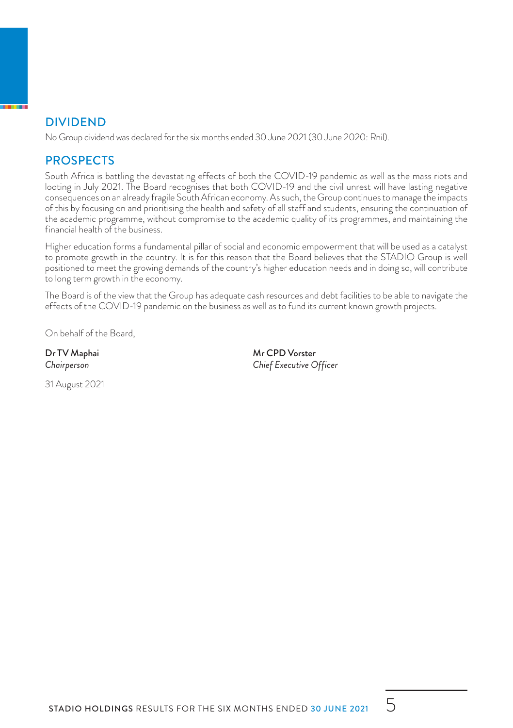## DIVIDEND

No Group dividend was declared for the six months ended 30 June 2021 (30 June 2020: Rnil).

## PROSPECTS

South Africa is battling the devastating effects of both the COVID-19 pandemic as well as the mass riots and looting in July 2021. The Board recognises that both COVID-19 and the civil unrest will have lasting negative consequences on an already fragile South African economy. As such, the Group continues to manage the impacts of this by focusing on and prioritising the health and safety of all staff and students, ensuring the continuation of the academic programme, without compromise to the academic quality of its programmes, and maintaining the financial health of the business.

Higher education forms a fundamental pillar of social and economic empowerment that will be used as a catalyst to promote growth in the country. It is for this reason that the Board believes that the STADIO Group is well positioned to meet the growing demands of the country's higher education needs and in doing so, will contribute to long term growth in the economy.

The Board is of the view that the Group has adequate cash resources and debt facilities to be able to navigate the effects of the COVID-19 pandemic on the business as well as to fund its current known growth projects.

On behalf of the Board,

**Dr TV Maphai**
*Chairperson*

**Mr CPD Vorster**
*Chief Executive Officer*

31 August 2021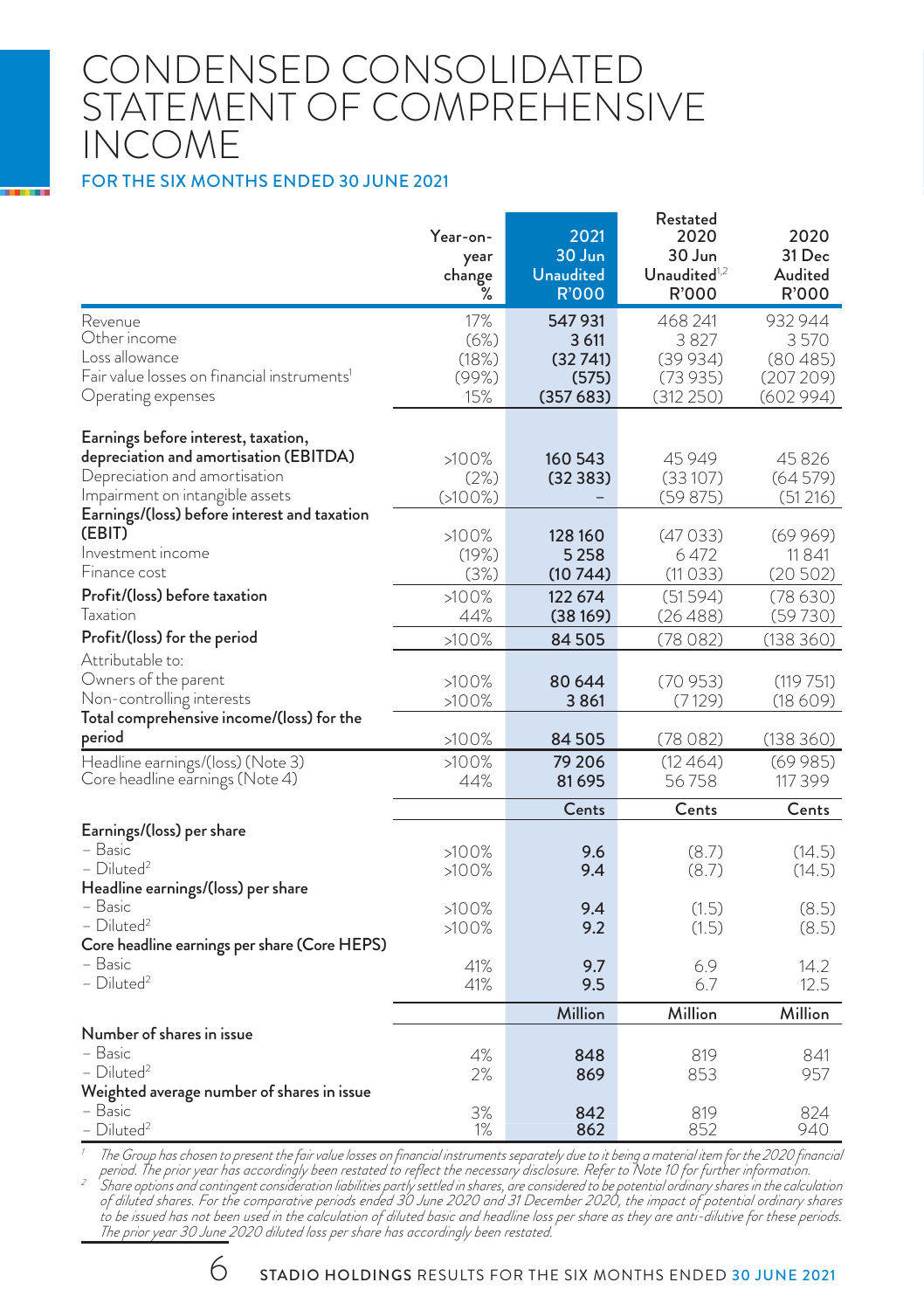# CONDENSED CONSOLIDATED STATEMENT OF COMPREHENSIVE INCOME

## FOR THE SIX MONTHS ENDED 30 JUNE 2021

| | Year-on-year change % | 2021 30 Jun Unaudited R'000 | Restated 2020 30 Jun Unaudited[1,2] R'000 | 2020 31 Dec Audited R'000 |
|---|---|---|---|---|
| Revenue | 17% | **547 931** | 468 241 | 932 944 |
| Other income | (6%) | **3 611** | 3 827 | 3 570 |
| Loss allowance | (18%) | **(32 741)** | (39 934) | (80 485) |
| Fair value losses on financial instruments[1] | (99%) | **(575)** | (73 935) | (207 209) |
| Operating expenses | 15% | **(357 683)** | (312 250) | (602 994) |
| **Earnings before interest, taxation, depreciation and amortisation (EBITDA)** | >100% | **160 543** | 45 949 | 45 826 |
| Depreciation and amortisation | (2%) | **(32 383)** | (33 107) | (64 579) |
| Impairment on intangible assets | (>100%) | **–** | (59 875) | (51 216) |
| **Earnings/(loss) before interest and taxation (EBIT)** | >100% | **128 160** | (47 033) | (69 969) |
| Investment income | (19%) | **5 258** | 6 472 | 11 841 |
| Finance cost | (3%) | **(10 744)** | (11 033) | (20 502) |
| **Profit/(loss) before taxation** | >100% | **122 674** | (51 594) | (78 630) |
| Taxation | 44% | **(38 169)** | (26 488) | (59 730) |
| **Profit/(loss) for the period** | >100% | **84 505** | (78 082) | (138 360) |
| Attributable to: | | | | |
| Owners of the parent | >100% | **80 644** | (70 953) | (119 751) |
| Non-controlling interests | >100% | **3 861** | (7 129) | (18 609) |
| **Total comprehensive income/(loss) for the period** | >100% | **84 505** | (78 082) | (138 360) |
| Headline earnings/(loss) (Note 3) | >100% | **79 206** | (12 464) | (69 985) |
| Core headline earnings (Note 4) | 44% | **81 695** | 56 758 | 117 399 |
| | | **Cents** | Cents | Cents |
| **Earnings/(loss) per share** | | | | |
| – Basic | >100% | **9.6** | (8.7) | (14.5) |
| – Diluted[2] | >100% | **9.4** | (8.7) | (14.5) |
| **Headline earnings/(loss) per share** | | | | |
| – Basic | >100% | **9.4** | (1.5) | (8.5) |
| – Diluted[2] | >100% | **9.2** | (1.5) | (8.5) |
| **Core headline earnings per share (Core HEPS)** | | | | |
| – Basic | 41% | **9.7** | 6.9 | 14.2 |
| – Diluted[2] | 41% | **9.5** | 6.7 | 12.5 |
| | | **Million** | Million | Million |
| **Number of shares in issue** | | | | |
| – Basic | 4% | **848** | 819 | 841 |
| – Diluted[2] | 2% | **869** | 853 | 957 |
| **Weighted average number of shares in issue** | | | | |
| – Basic | 3% | **842** | 819 | 824 |
| – Diluted[2] | 1% | **862** | 852 | 940 |

[1] *The Group has chosen to present the fair value losses on financial instruments separately due to it being a material item for the 2020 financial period. The prior year has accordingly been restated to reflect the necessary disclosure. Refer to Note 10 for further information.*

[2] *Share options and contingent consideration liabilities partly settled in shares, are considered to be potential ordinary shares in the calculation of diluted shares. For the comparative periods ended 30 June 2020 and 31 December 2020, the impact of potential ordinary shares to be issued has not been used in the calculation of diluted basic and headline loss per share as they are anti-dilutive for these periods. The prior year 30 June 2020 diluted loss per share has accordingly been restated.*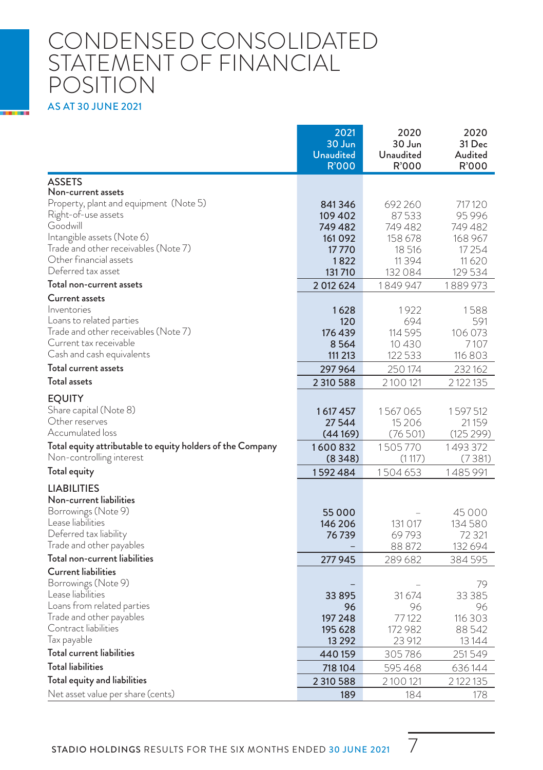# CONDENSED CONSOLIDATED STATEMENT OF FINANCIAL POSITION

AS AT 30 JUNE 2021

| | 2021 30 Jun Unaudited R'000 | 2020 30 Jun Unaudited R'000 | 2020 31 Dec Audited R'000 |
|---|---|---|---|
| **ASSETS** | | | |
| **Non-current assets** | | | |
| Property, plant and equipment (Note 5) | **841 346** | 692 260 | 717 120 |
| Right-of-use assets | **109 402** | 87 533 | 95 996 |
| Goodwill | **749 482** | 749 482 | 749 482 |
| Intangible assets (Note 6) | **161 092** | 158 678 | 168 967 |
| Trade and other receivables (Note 7) | **17 770** | 18 516 | 17 254 |
| Other financial assets | **1 822** | 11 394 | 11 620 |
| Deferred tax asset | **131 710** | 132 084 | 129 534 |
| **Total non-current assets** | **2 012 624** | 1 849 947 | 1 889 973 |
| **Current assets** | | | |
| Inventories | **1 628** | 1 922 | 1 588 |
| Loans to related parties | **120** | 694 | 591 |
| Trade and other receivables (Note 7) | **176 439** | 114 595 | 106 073 |
| Current tax receivable | **8 564** | 10 430 | 7 107 |
| Cash and cash equivalents | **111 213** | 122 533 | 116 803 |
| **Total current assets** | **297 964** | 250 174 | 232 162 |
| **Total assets** | **2 310 588** | 2 100 121 | 2 122 135 |
| **EQUITY** | | | |
| Share capital (Note 8) | **1 617 457** | 1 567 065 | 1 597 512 |
| Other reserves | **27 544** | 15 206 | 21 159 |
| Accumulated loss | **(44 169)** | (76 501) | (125 299) |
| **Total equity attributable to equity holders of the Company** | **1 600 832** | 1 505 770 | 1 493 372 |
| Non-controlling interest | **(8 348)** | (1 117) | (7 381) |
| **Total equity** | **1 592 484** | 1 504 653 | 1 485 991 |
| **LIABILITIES** | | | |
| **Non-current liabilities** | | | |
| Borrowings (Note 9) | **55 000** | – | 45 000 |
| Lease liabilities | **146 206** | 131 017 | 134 580 |
| Deferred tax liability | **76 739** | 69 793 | 72 321 |
| Trade and other payables | **–** | 88 872 | 132 694 |
| **Total non-current liabilities** | **277 945** | 289 682 | 384 595 |
| **Current liabilities** | | | |
| Borrowings (Note 9) | **–** | – | 79 |
| Lease liabilities | **33 895** | 31 674 | 33 385 |
| Loans from related parties | **96** | 96 | 96 |
| Trade and other payables | **197 248** | 77 122 | 116 303 |
| Contract liabilities | **195 628** | 172 982 | 88 542 |
| Tax payable | **13 292** | 23 912 | 13 144 |
| **Total current liabilities** | **440 159** | 305 786 | 251 549 |
| **Total liabilities** | **718 104** | 595 468 | 636 144 |
| **Total equity and liabilities** | **2 310 588** | 2 100 121 | 2 122 135 |
| Net asset value per share (cents) | **189** | 184 | 178 |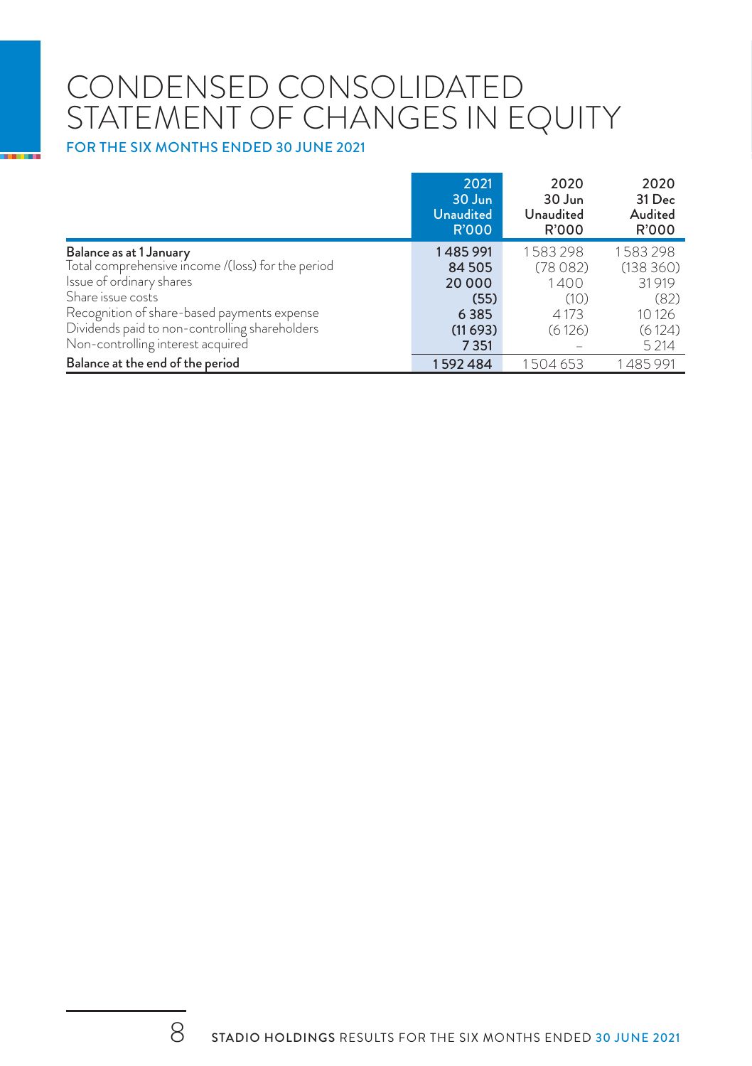# CONDENSED CONSOLIDATED STATEMENT OF CHANGES IN EQUITY

## FOR THE SIX MONTHS ENDED 30 JUNE 2021

| | 2021 30 Jun Unaudited R'000 | 2020 30 Jun Unaudited R'000 | 2020 31 Dec Audited R'000 |
|---|---|---|---|
| **Balance as at 1 January** | **1 485 991** | 1 583 298 | 1 583 298 |
| Total comprehensive income /(loss) for the period | **84 505** | (78 082) | (138 360) |
| Issue of ordinary shares | **20 000** | 1 400 | 31 919 |
| Share issue costs | **(55)** | (10) | (82) |
| Recognition of share-based payments expense | **6 385** | 4 173 | 10 126 |
| Dividends paid to non-controlling shareholders | **(11 693)** | (6 126) | (6 124) |
| Non-controlling interest acquired | **7 351** | – | 5 214 |
| **Balance at the end of the period** | **1 592 484** | 1 504 653 | 1 485 991 |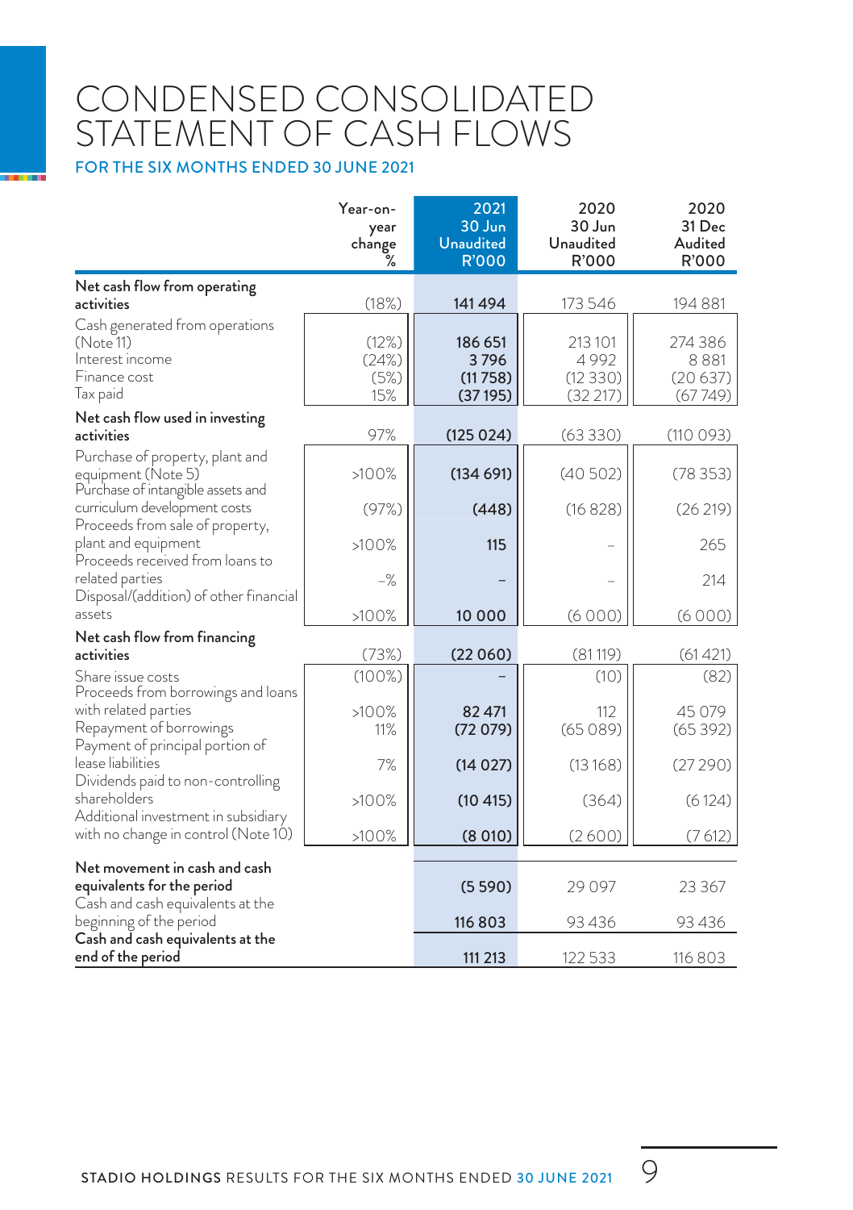# CONDENSED CONSOLIDATED STATEMENT OF CASH FLOWS

## FOR THE SIX MONTHS ENDED 30 JUNE 2021

| | Year-on-year change % | 2021 30 Jun Unaudited R'000 | 2020 30 Jun Unaudited R'000 | 2020 31 Dec Audited R'000 |
|---|---|---|---|---|
| **Net cash flow from operating activities** | (18%) | **141 494** | 173 546 | 194 881 |
| Cash generated from operations (Note 11) | (12%) | **186 651** | 213 101 | 274 386 |
| Interest income | (24%) | **3 796** | 4 992 | 8 881 |
| Finance cost | (5%) | **(11 758)** | (12 330) | (20 637) |
| Tax paid | 15% | **(37 195)** | (32 217) | (67 749) |
| **Net cash flow used in investing activities** | 97% | **(125 024)** | (63 330) | (110 093) |
| Purchase of property, plant and equipment (Note 5) | >100% | **(134 691)** | (40 502) | (78 353) |
| Purchase of intangible assets and curriculum development costs | (97%) | **(448)** | (16 828) | (26 219) |
| Proceeds from sale of property, plant and equipment | >100% | **115** | – | 265 |
| Proceeds received from loans to related parties | –% | **–** | – | 214 |
| Disposal/(addition) of other financial assets | >100% | **10 000** | (6 000) | (6 000) |
| **Net cash flow from financing activities** | (73%) | **(22 060)** | (81 119) | (61 421) |
| Share issue costs | (100%) | **–** | (10) | (82) |
| Proceeds from borrowings and loans with related parties | >100% | **82 471** | 112 | 45 079 |
| Repayment of borrowings | 11% | **(72 079)** | (65 089) | (65 392) |
| Payment of principal portion of lease liabilities | 7% | **(14 027)** | (13 168) | (27 290) |
| Dividends paid to non-controlling shareholders | >100% | **(10 415)** | (364) | (6 124) |
| Additional investment in subsidiary with no change in control (Note 10) | >100% | **(8 010)** | (2 600) | (7 612) |
| **Net movement in cash and cash equivalents for the period** | | **(5 590)** | 29 097 | 23 367 |
| Cash and cash equivalents at the beginning of the period | | **116 803** | 93 436 | 93 436 |
| **Cash and cash equivalents at the end of the period** | | **111 213** | 122 533 | 116 803 |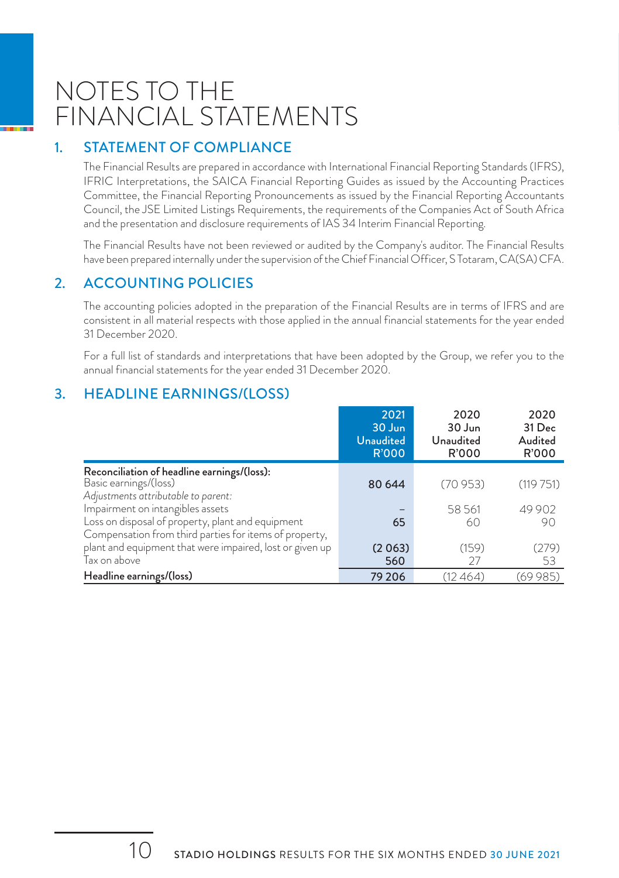# NOTES TO THE FINANCIAL STATEMENTS

## 1. STATEMENT OF COMPLIANCE

The Financial Results are prepared in accordance with International Financial Reporting Standards (IFRS), IFRIC Interpretations, the SAICA Financial Reporting Guides as issued by the Accounting Practices Committee, the Financial Reporting Pronouncements as issued by the Financial Reporting Accountants Council, the JSE Limited Listings Requirements, the requirements of the Companies Act of South Africa and the presentation and disclosure requirements of IAS 34 Interim Financial Reporting.

The Financial Results have not been reviewed or audited by the Company's auditor. The Financial Results have been prepared internally under the supervision of the Chief Financial Officer, S Totaram, CA(SA) CFA.

## 2. ACCOUNTING POLICIES

The accounting policies adopted in the preparation of the Financial Results are in terms of IFRS and are consistent in all material respects with those applied in the annual financial statements for the year ended 31 December 2020.

For a full list of standards and interpretations that have been adopted by the Group, we refer you to the annual financial statements for the year ended 31 December 2020.

## 3. HEADLINE EARNINGS/(LOSS)

| | 2021 30 Jun Unaudited R'000 | 2020 30 Jun Unaudited R'000 | 2020 31 Dec Audited R'000 |
|---|---|---|---|
| **Reconciliation of headline earnings/(loss):** | | | |
| Basic earnings/(loss) | **80 644** | (70 953) | (119 751) |
| *Adjustments attributable to parent:* | | | |
| Impairment on intangibles assets | **–** | 58 561 | 49 902 |
| Loss on disposal of property, plant and equipment | **65** | 60 | 90 |
| Compensation from third parties for items of property, plant and equipment that were impaired, lost or given up | **(2 063)** | (159) | (279) |
| Tax on above | **560** | 27 | 53 |
| **Headline earnings/(loss)** | **79 206** | (12 464) | (69 985) |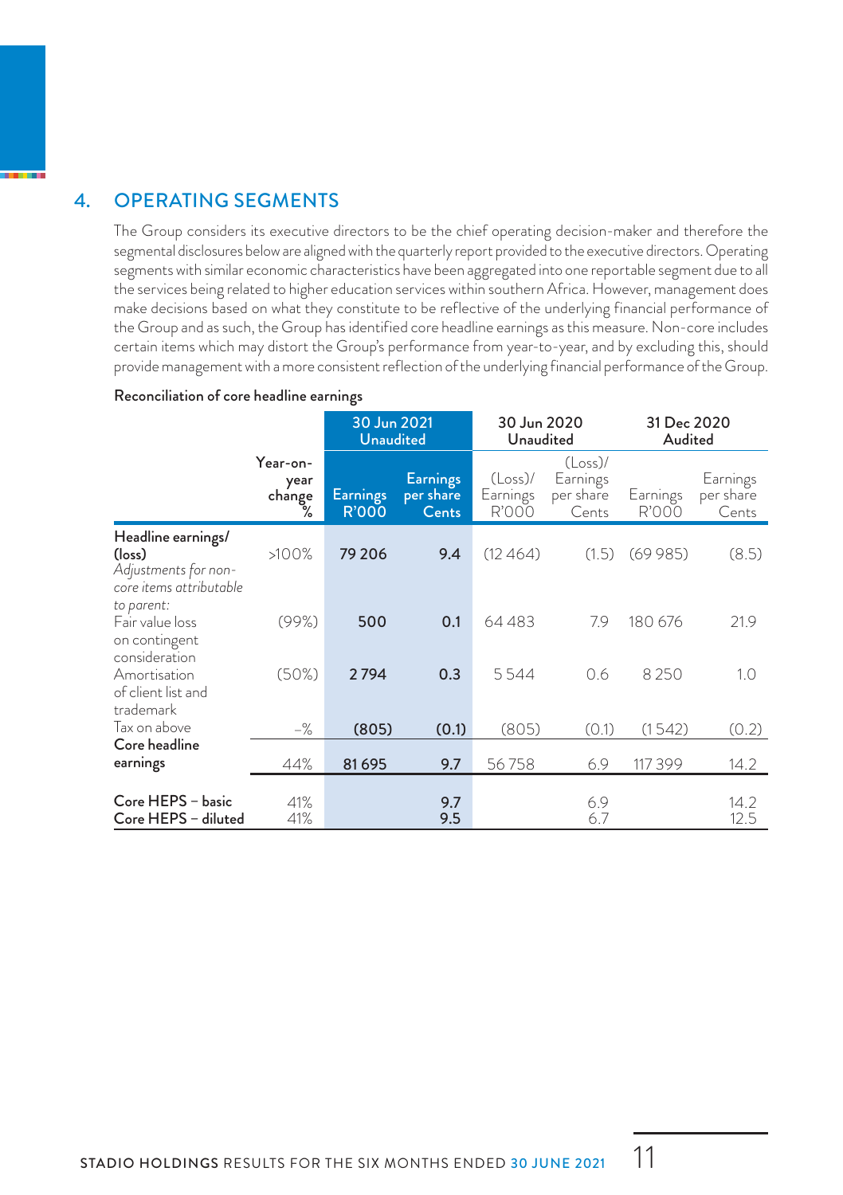## 4. OPERATING SEGMENTS

The Group considers its executive directors to be the chief operating decision-maker and therefore the segmental disclosures below are aligned with the quarterly report provided to the executive directors. Operating segments with similar economic characteristics have been aggregated into one reportable segment due to all the services being related to higher education services within southern Africa. However, management does make decisions based on what they constitute to be reflective of the underlying financial performance of the Group and as such, the Group has identified core headline earnings as this measure. Non-core includes certain items which may distort the Group's performance from year-to-year, and by excluding this, should provide management with a more consistent reflection of the underlying financial performance of the Group.

**Reconciliation of core headline earnings**

| | | 30 Jun 2021 Unaudited | | 30 Jun 2020 Unaudited | | 31 Dec 2020 Audited | |
|---|---|---|---|---|---|---|---|
| | Year-on-year change % | Earnings R'000 | Earnings per share Cents | (Loss)/ Earnings R'000 | (Loss)/ Earnings per share Cents | Earnings R'000 | Earnings per share Cents |
| **Headline earnings/ (loss)** | >100% | 79 206 | 9.4 | (12 464) | (1.5) | (69 985) | (8.5) |
| *Adjustments for non-core items attributable to parent:* | | | | | | | |
| Fair value loss on contingent consideration | (99%) | 500 | 0.1 | 64 483 | 7.9 | 180 676 | 21.9 |
| Amortisation of client list and trademark | (50%) | 2 794 | 0.3 | 5 544 | 0.6 | 8 250 | 1.0 |
| Tax on above | –% | (805) | (0.1) | (805) | (0.1) | (1 542) | (0.2) |
| **Core headline earnings** | 44% | 81 695 | 9.7 | 56 758 | 6.9 | 117 399 | 14.2 |
| **Core HEPS – basic** | 41% | | 9.7 | | 6.9 | | 14.2 |
| **Core HEPS – diluted** | 41% | | 9.5 | | 6.7 | | 12.5 |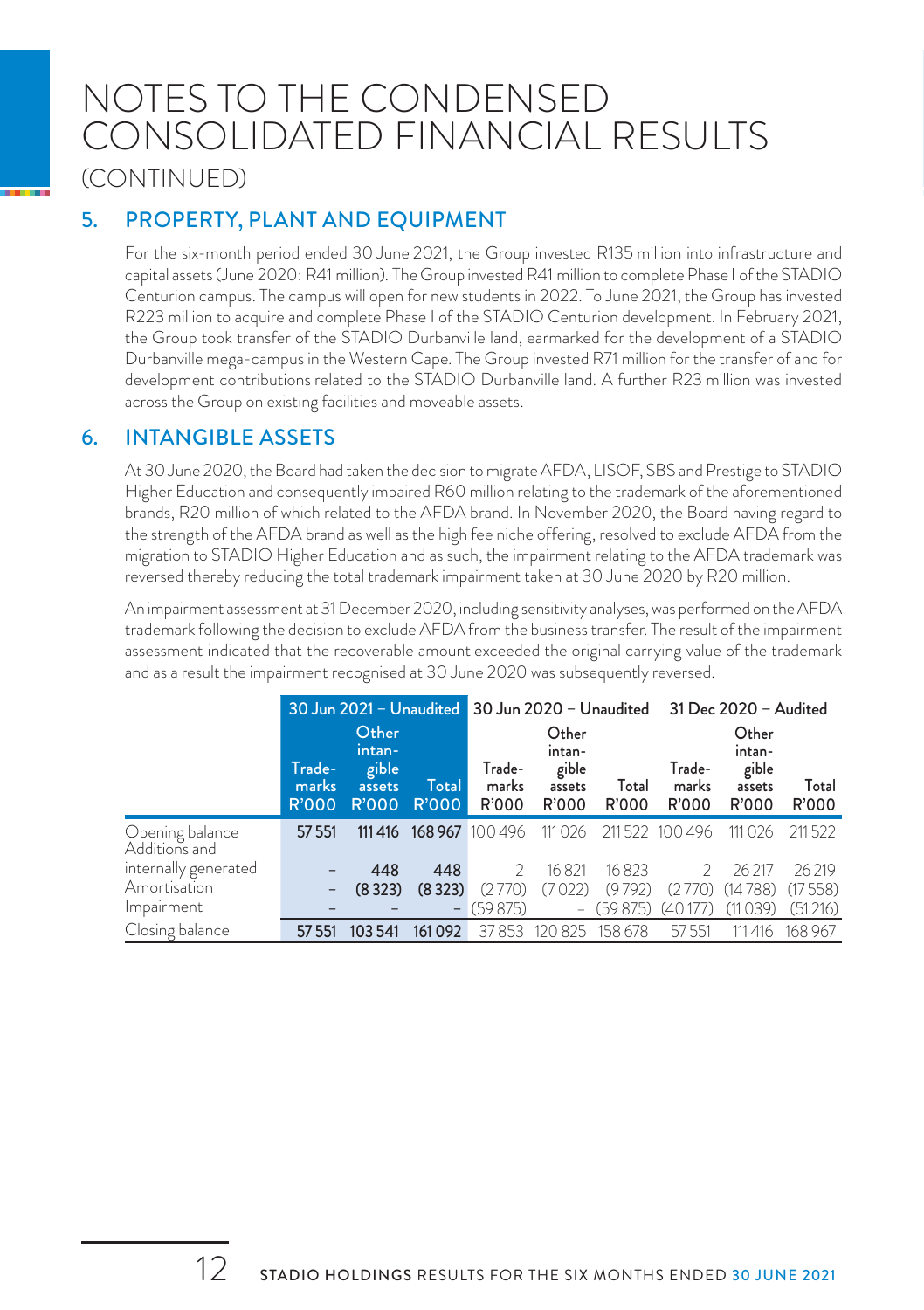# NOTES TO THE CONDENSED CONSOLIDATED FINANCIAL RESULTS

(CONTINUED)

## 5. PROPERTY, PLANT AND EQUIPMENT

For the six-month period ended 30 June 2021, the Group invested R135 million into infrastructure and capital assets (June 2020: R41 million). The Group invested R41 million to complete Phase I of the STADIO Centurion campus. The campus will open for new students in 2022. To June 2021, the Group has invested R223 million to acquire and complete Phase I of the STADIO Centurion development. In February 2021, the Group took transfer of the STADIO Durbanville land, earmarked for the development of a STADIO Durbanville mega-campus in the Western Cape. The Group invested R71 million for the transfer of and for development contributions related to the STADIO Durbanville land. A further R23 million was invested across the Group on existing facilities and moveable assets.

## 6. INTANGIBLE ASSETS

At 30 June 2020, the Board had taken the decision to migrate AFDA, LISOF, SBS and Prestige to STADIO Higher Education and consequently impaired R60 million relating to the trademark of the aforementioned brands, R20 million of which related to the AFDA brand. In November 2020, the Board having regard to the strength of the AFDA brand as well as the high fee niche offering, resolved to exclude AFDA from the migration to STADIO Higher Education and as such, the impairment relating to the AFDA trademark was reversed thereby reducing the total trademark impairment taken at 30 June 2020 by R20 million.

An impairment assessment at 31 December 2020, including sensitivity analyses, was performed on the AFDA trademark following the decision to exclude AFDA from the business transfer. The result of the impairment assessment indicated that the recoverable amount exceeded the original carrying value of the trademark and as a result the impairment recognised at 30 June 2020 was subsequently reversed.

| | 30 Jun 2021 – Unaudited | | | 30 Jun 2020 – Unaudited | | | 31 Dec 2020 – Audited | | |
|---|---|---|---|---|---|---|---|---|---|
| | Trademarks R'000 | Other intangible assets R'000 | Total R'000 | Trademarks R'000 | Other intangible assets R'000 | Total R'000 | Trademarks R'000 | Other intangible assets R'000 | Total R'000 |
| Opening balance | **57 551** | **111 416** | **168 967** | 100 496 | 111 026 | 211 522 | 100 496 | 111 026 | 211 522 |
| Additions and internally generated | – | **448** | **448** | 2 | 16 821 | 16 823 | 2 | 26 217 | 26 219 |
| Amortisation | – | **(8 323)** | **(8 323)** | (2 770) | (7 022) | (9 792) | (2 770) | (14 788) | (17 558) |
| Impairment | – | – | – | (59 875) | – | (59 875) | (40 177) | (11 039) | (51 216) |
| Closing balance | **57 551** | **103 541** | **161 092** | 37 853 | 120 825 | 158 678 | 57 551 | 111 416 | 168 967 |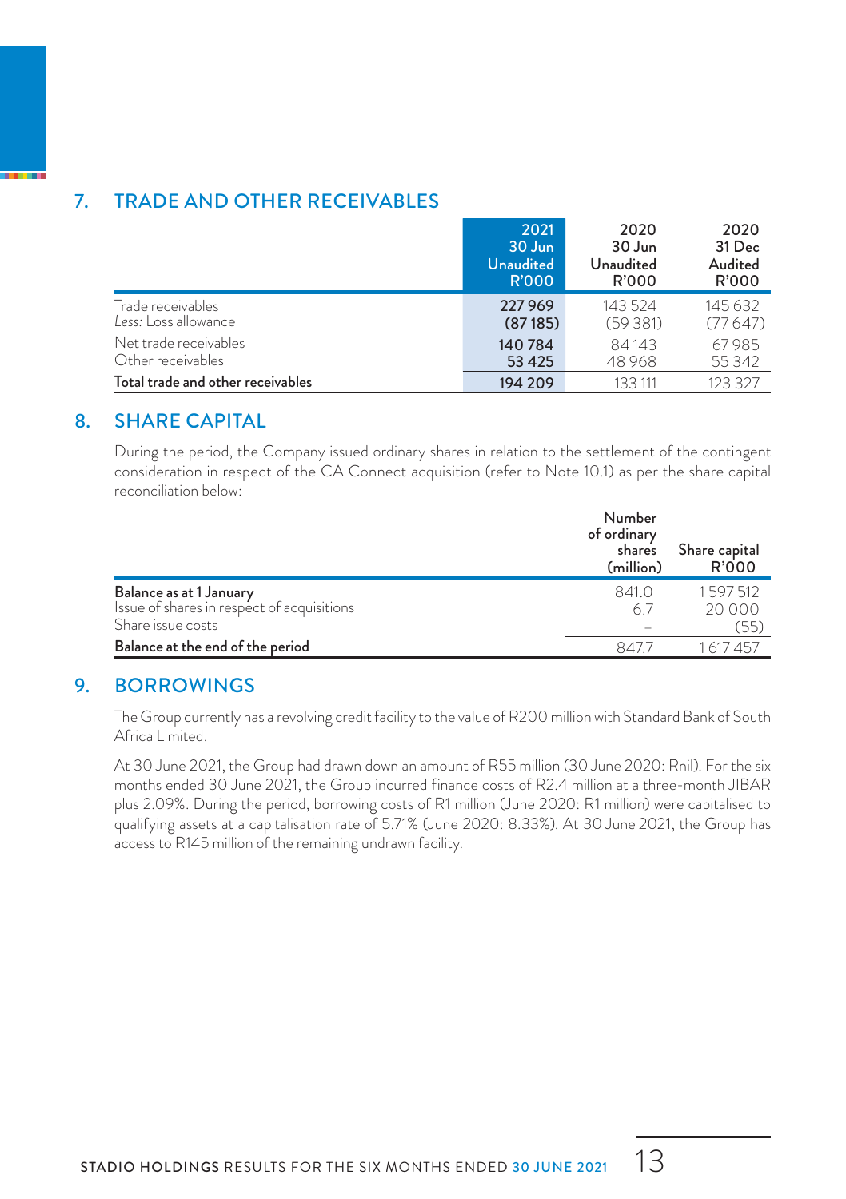## 7. TRADE AND OTHER RECEIVABLES

| | 2021 30 Jun Unaudited R'000 | 2020 30 Jun Unaudited R'000 | 2020 31 Dec Audited R'000 |
|---|---|---|---|
| Trade receivables | **227 969** | 143 524 | 145 632 |
| *Less:* Loss allowance | **(87 185)** | (59 381) | (77 647) |
| Net trade receivables | **140 784** | 84 143 | 67 985 |
| Other receivables | **53 425** | 48 968 | 55 342 |
| **Total trade and other receivables** | **194 209** | 133 111 | 123 327 |

## 8. SHARE CAPITAL

During the period, the Company issued ordinary shares in relation to the settlement of the contingent consideration in respect of the CA Connect acquisition (refer to Note 10.1) as per the share capital reconciliation below:

| | Number of ordinary shares (million) | Share capital R'000 |
|---|---|---|
| **Balance as at 1 January** | 841.0 | 1 597 512 |
| Issue of shares in respect of acquisitions | 6.7 | 20 000 |
| Share issue costs | – | (55) |
| **Balance at the end of the period** | 847.7 | 1 617 457 |

## 9. BORROWINGS

The Group currently has a revolving credit facility to the value of R200 million with Standard Bank of South Africa Limited.

At 30 June 2021, the Group had drawn down an amount of R55 million (30 June 2020: Rnil). For the six months ended 30 June 2021, the Group incurred finance costs of R2.4 million at a three-month JIBAR plus 2.09%. During the period, borrowing costs of R1 million (June 2020: R1 million) were capitalised to qualifying assets at a capitalisation rate of 5.71% (June 2020: 8.33%). At 30 June 2021, the Group has access to R145 million of the remaining undrawn facility.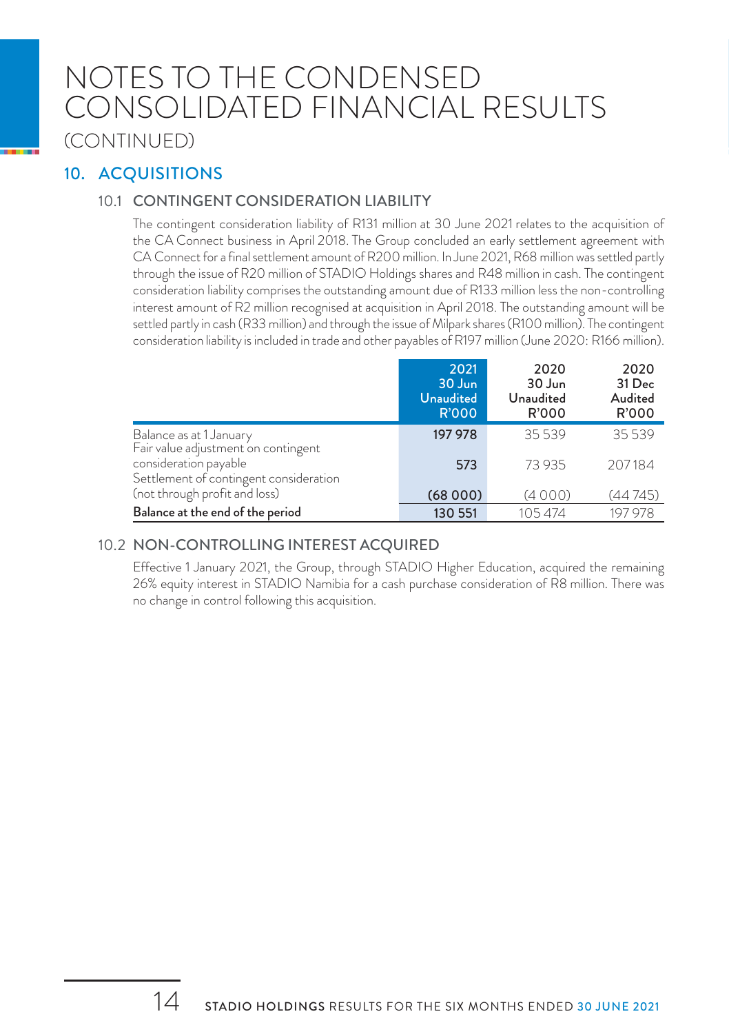# NOTES TO THE CONDENSED CONSOLIDATED FINANCIAL RESULTS (CONTINUED)

## 10. ACQUISITIONS

### 10.1 CONTINGENT CONSIDERATION LIABILITY

The contingent consideration liability of R131 million at 30 June 2021 relates to the acquisition of the CA Connect business in April 2018. The Group concluded an early settlement agreement with CA Connect for a final settlement amount of R200 million. In June 2021, R68 million was settled partly through the issue of R20 million of STADIO Holdings shares and R48 million in cash. The contingent consideration liability comprises the outstanding amount due of R133 million less the non-controlling interest amount of R2 million recognised at acquisition in April 2018. The outstanding amount will be settled partly in cash (R33 million) and through the issue of Milpark shares (R100 million). The contingent consideration liability is included in trade and other payables of R197 million (June 2020: R166 million).

| | 2021 30 Jun Unaudited R'000 | 2020 30 Jun Unaudited R'000 | 2020 31 Dec Audited R'000 |
|---|---|---|---|
| Balance as at 1 January | **197 978** | 35 539 | 35 539 |
| Fair value adjustment on contingent consideration payable | **573** | 73 935 | 207 184 |
| Settlement of contingent consideration (not through profit and loss) | **(68 000)** | (4 000) | (44 745) |
| **Balance at the end of the period** | **130 551** | 105 474 | 197 978 |

### 10.2 NON-CONTROLLING INTEREST ACQUIRED

Effective 1 January 2021, the Group, through STADIO Higher Education, acquired the remaining 26% equity interest in STADIO Namibia for a cash purchase consideration of R8 million. There was no change in control following this acquisition.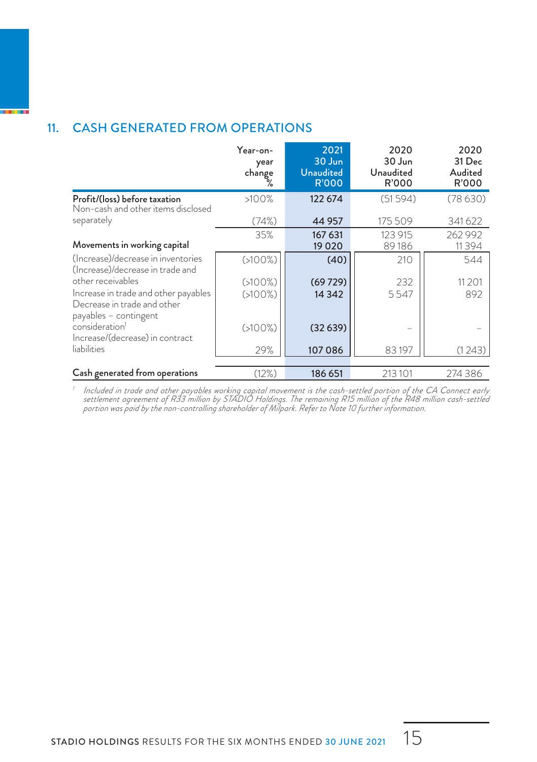## 11. CASH GENERATED FROM OPERATIONS

| | Year-on-year change % | 2021 30 Jun Unaudited R'000 | 2020 30 Jun Unaudited R'000 | 2020 31 Dec Audited R'000 |
|---|---|---|---|---|
| **Profit/(loss) before taxation** | >100% | **122 674** | (51 594) | (78 630) |
| Non-cash and other items disclosed separately | (74%) | **44 957** | 175 509 | 341 622 |
| | 35% | **167 631** | 123 915 | 262 992 |
| **Movements in working capital** | | **19 020** | 89 186 | 11 394 |
| (Increase)/decrease in inventories | (>100%) | **(40)** | 210 | 544 |
| (Increase)/decrease in trade and other receivables | (>100%) | **(69 729)** | 232 | 11 201 |
| Increase in trade and other payables | (>100%) | **14 342** | 5 547 | 892 |
| Decrease in trade and other payables – contingent consideration[1] | (>100%) | **(32 639)** | – | – |
| Increase/(decrease) in contract liabilities | 29% | **107 086** | 83 197 | (1 243) |
| **Cash generated from operations** | (12%) | **186 651** | 213 101 | 274 386 |

[1] *Included in trade and other payables working capital movement is the cash-settled portion of the CA Connect early settlement agreement of R33 million by STADIO Holdings. The remaining R15 million of the R48 million cash-settled portion was paid by the non-controlling shareholder of Milpark. Refer to Note 10 further information.*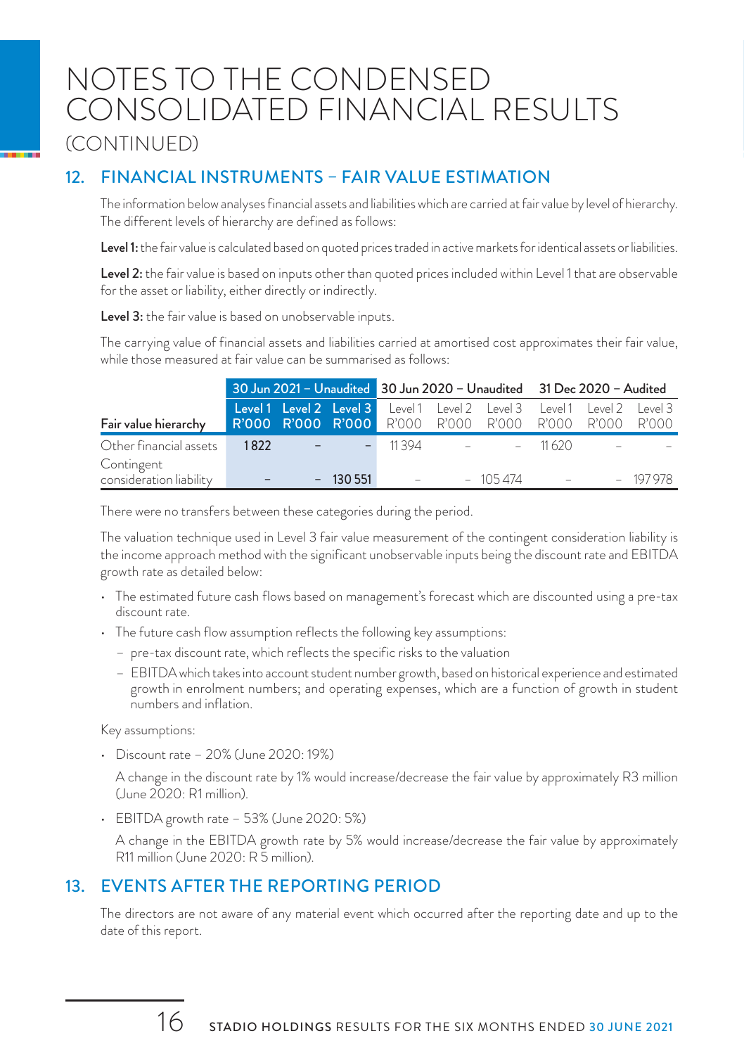# NOTES TO THE CONDENSED CONSOLIDATED FINANCIAL RESULTS

(CONTINUED)

## 12. FINANCIAL INSTRUMENTS – FAIR VALUE ESTIMATION

The information below analyses financial assets and liabilities which are carried at fair value by level of hierarchy. The different levels of hierarchy are defined as follows:

**Level 1:** the fair value is calculated based on quoted prices traded in active markets for identical assets or liabilities.

**Level 2:** the fair value is based on inputs other than quoted prices included within Level 1 that are observable for the asset or liability, either directly or indirectly.

**Level 3:** the fair value is based on unobservable inputs.

The carrying value of financial assets and liabilities carried at amortised cost approximates their fair value, while those measured at fair value can be summarised as follows:

| | 30 Jun 2021 – Unaudited | | | 30 Jun 2020 – Unaudited | | | 31 Dec 2020 – Audited | | |
|---|---|---|---|---|---|---|---|---|---|
| **Fair value hierarchy** | **Level 1 R'000** | **Level 2 R'000** | **Level 3 R'000** | Level 1 R'000 | Level 2 R'000 | Level 3 R'000 | Level 1 R'000 | Level 2 R'000 | Level 3 R'000 |
| Other financial assets | **1 822** | **–** | **–** | 11 394 | – | – | 11 620 | – | – |
| Contingent consideration liability | **–** | **–** | **130 551** | – | – | 105 474 | – | – | 197 978 |

There were no transfers between these categories during the period.

The valuation technique used in Level 3 fair value measurement of the contingent consideration liability is the income approach method with the significant unobservable inputs being the discount rate and EBITDA growth rate as detailed below:

- The estimated future cash flows based on management's forecast which are discounted using a pre-tax discount rate.
- The future cash flow assumption reflects the following key assumptions:
  - pre-tax discount rate, which reflects the specific risks to the valuation
  - EBITDA which takes into account student number growth, based on historical experience and estimated growth in enrolment numbers; and operating expenses, which are a function of growth in student numbers and inflation.

Key assumptions:

- Discount rate – 20% (June 2020: 19%)

  A change in the discount rate by 1% would increase/decrease the fair value by approximately R3 million (June 2020: R1 million).

- EBITDA growth rate – 53% (June 2020: 5%)

  A change in the EBITDA growth rate by 5% would increase/decrease the fair value by approximately R11 million (June 2020: R 5 million).

## 13. EVENTS AFTER THE REPORTING PERIOD

The directors are not aware of any material event which occurred after the reporting date and up to the date of this report.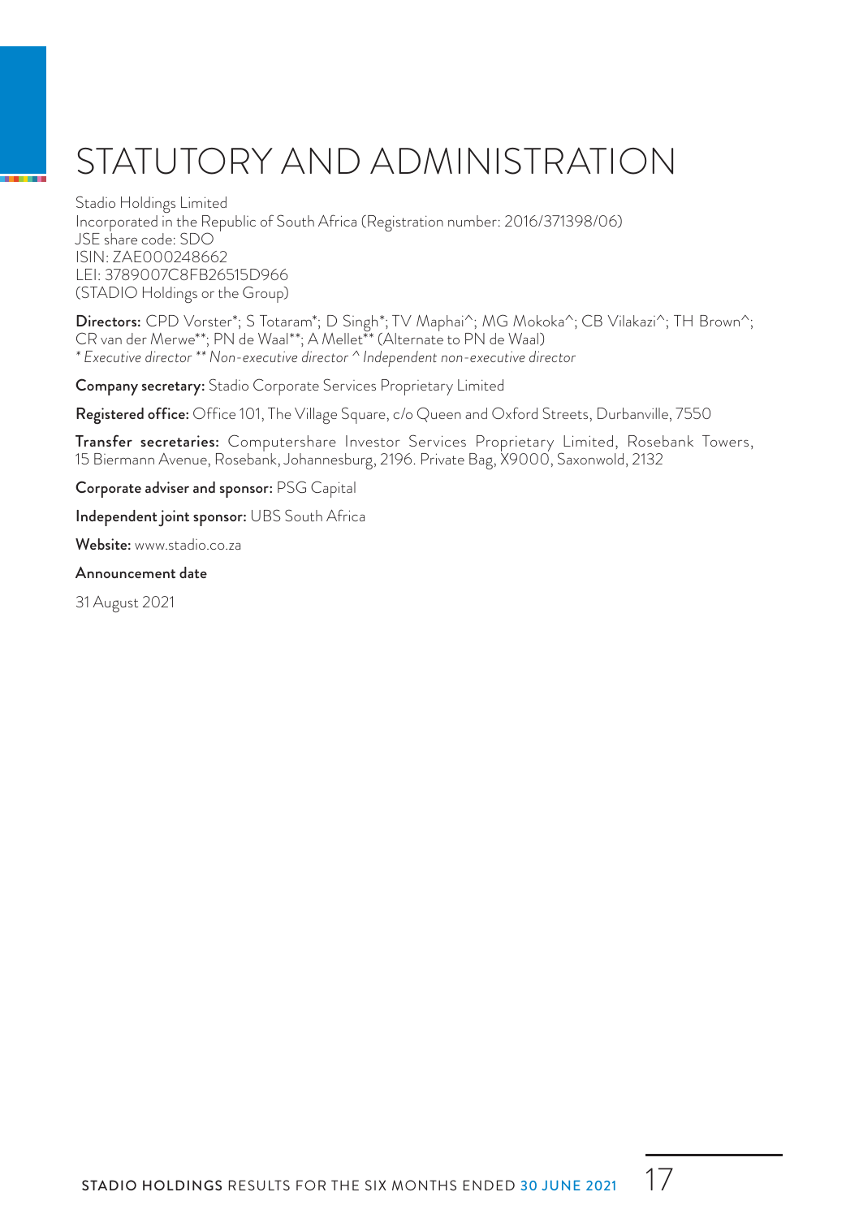# STATUTORY AND ADMINISTRATION

Stadio Holdings Limited
Incorporated in the Republic of South Africa (Registration number: 2016/371398/06)
JSE share code: SDO
ISIN: ZAE000248662
LEI: 3789007C8FB26515D966
(STADIO Holdings or the Group)

**Directors:** CPD Vorster*; S Totaram*; D Singh*; TV Maphai^; MG Mokoka^; CB Vilakazi^; TH Brown^; CR van der Merwe**; PN de Waal**; A Mellet** (Alternate to PN de Waal)
*\* Executive director \*\* Non-executive director ^ Independent non-executive director*

**Company secretary:** Stadio Corporate Services Proprietary Limited

**Registered office:** Office 101, The Village Square, c/o Queen and Oxford Streets, Durbanville, 7550

**Transfer secretaries:** Computershare Investor Services Proprietary Limited, Rosebank Towers, 15 Biermann Avenue, Rosebank, Johannesburg, 2196. Private Bag, X9000, Saxonwold, 2132

**Corporate adviser and sponsor:** PSG Capital

**Independent joint sponsor:** UBS South Africa

**Website:** www.stadio.co.za

**Announcement date**

31 August 2021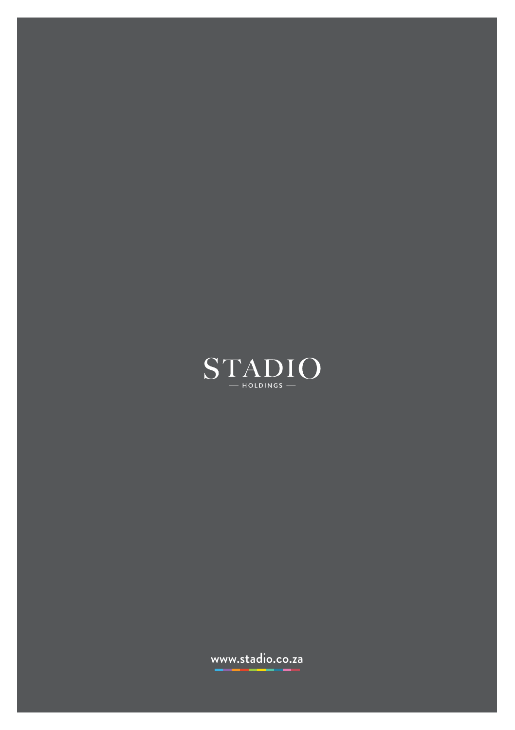STADIO

— HOLDINGS —

www.stadio.co.za